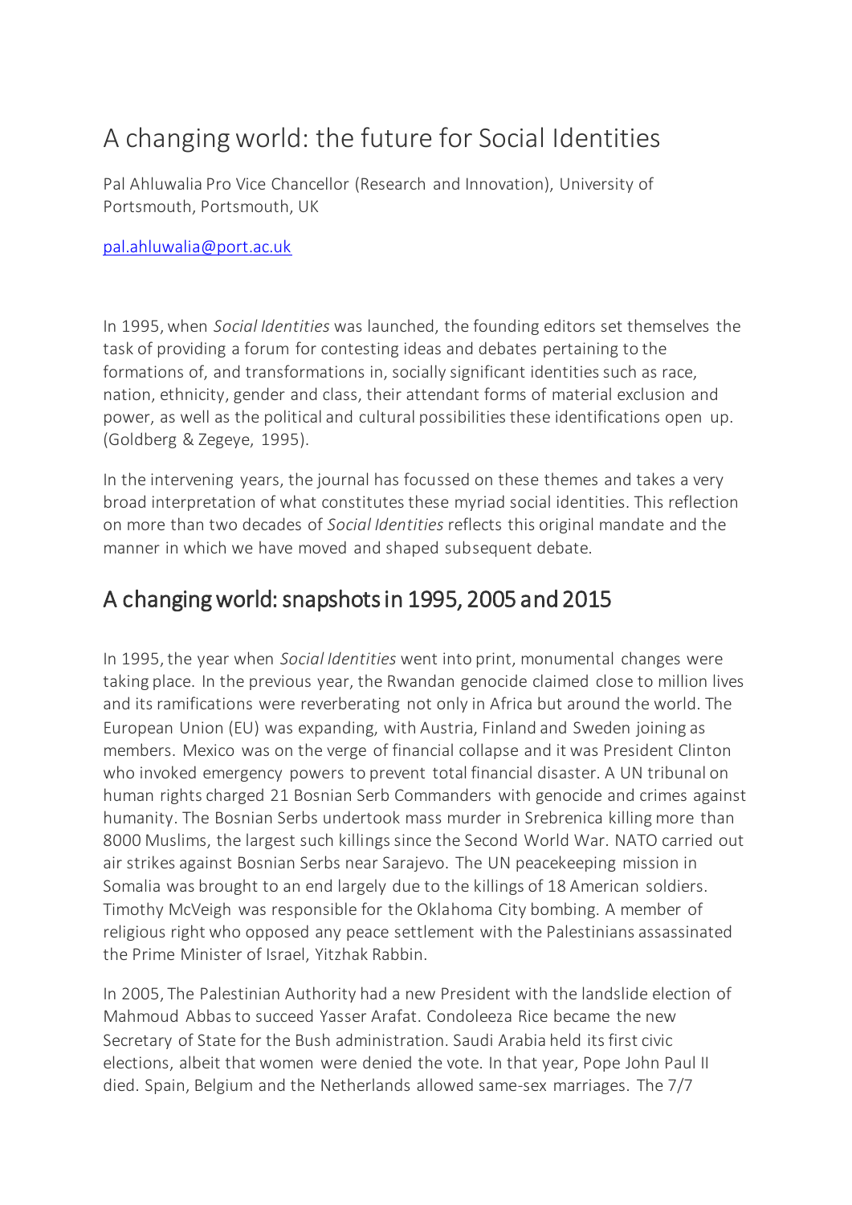# A changing world: the future for Social Identities

Pal Ahluwalia Pro Vice Chancellor (Research and Innovation), University of Portsmouth, Portsmouth, UK

pal.ahluwalia@port.ac.uk

In 1995, when *Social Identities* was launched, the founding editors set themselves the task of providing a forum for contesting ideas and debates pertaining to the formations of, and transformations in, socially significant identities such as race, nation, ethnicity, gender and class, their attendant forms of material exclusion and power, as well as the political and cultural possibilities these identifications open up. (Goldberg & Zegeye, 1995).

In the intervening years, the journal has focussed on these themes and takes a very broad interpretation of what constitutes these myriad social identities. This reflection on more than two decades of *Social Identities* reflects this original mandate and the manner in which we have moved and shaped subsequent debate.

## A changing world: snapshots in 1995, 2005 and 2015

In 1995, the year when *Social Identities* went into print, monumental changes were taking place. In the previous year, the Rwandan genocide claimed close to million lives and its ramifications were reverberating not only in Africa but around the world. The European Union (EU) was expanding, with Austria, Finland and Sweden joining as members. Mexico was on the verge of financial collapse and it was President Clinton who invoked emergency powers to prevent total financial disaster. A UN tribunal on human rights charged 21 Bosnian Serb Commanders with genocide and crimes against humanity. The Bosnian Serbs undertook mass murder in Srebrenica killing more than 8000 Muslims, the largest such killings since the Second World War. NATO carried out air strikes against Bosnian Serbs near Sarajevo. The UN peacekeeping mission in Somalia was brought to an end largely due to the killings of 18 American soldiers. Timothy McVeigh was responsible for the Oklahoma City bombing. A member of religious right who opposed any peace settlement with the Palestinians assassinated the Prime Minister of Israel, Yitzhak Rabbin.

In 2005, The Palestinian Authority had a new President with the landslide election of Mahmoud Abbas to succeed Yasser Arafat. Condoleeza Rice became the new Secretary of State for the Bush administration. Saudi Arabia held its first civic elections, albeit that women were denied the vote. In that year, Pope John Paul II died. Spain, Belgium and the Netherlands allowed same-sex marriages. The 7/7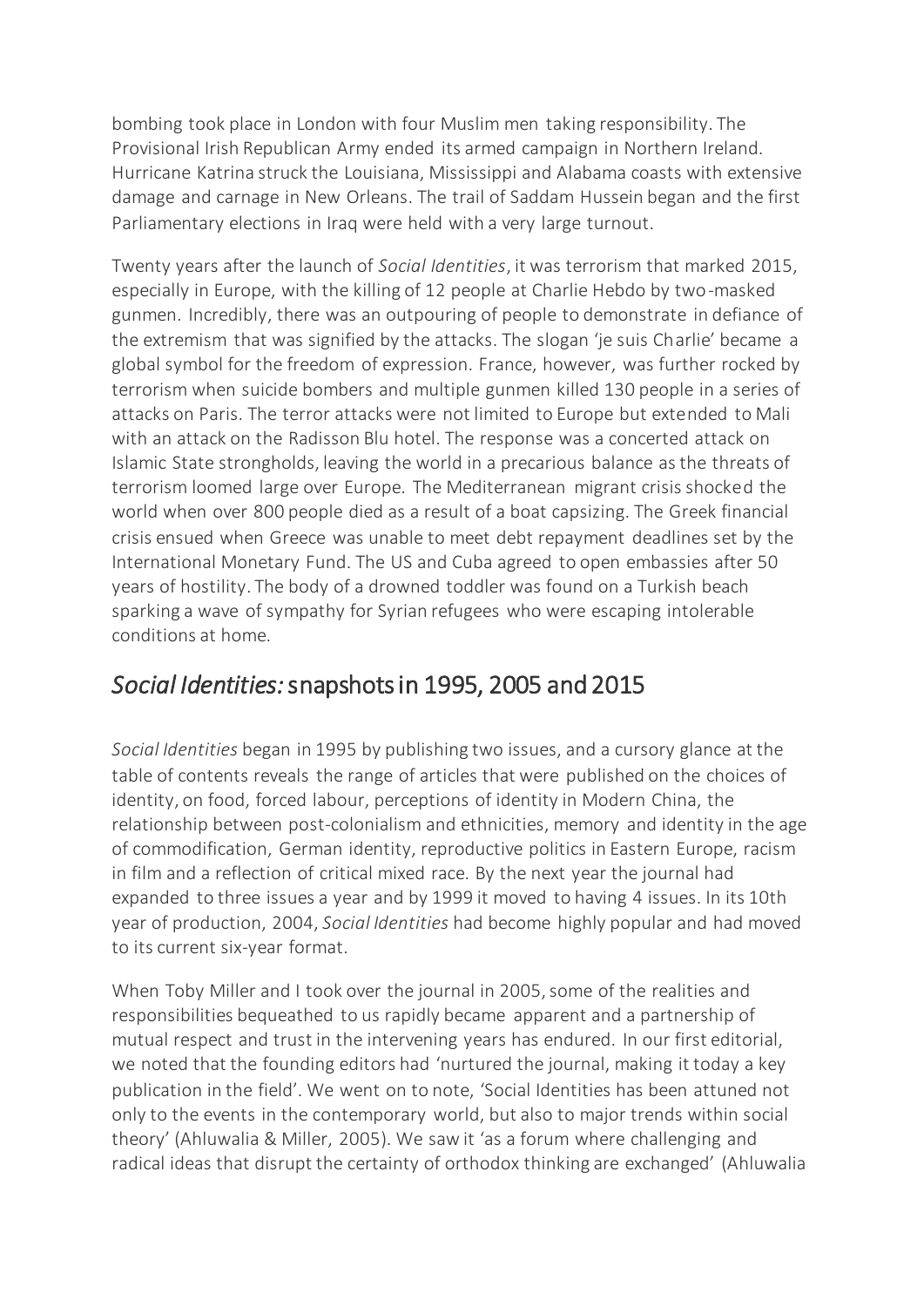bombing took place in London with four Muslim men taking responsibility. The Provisional Irish Republican Army ended its armed campaign in Northern Ireland. Hurricane Katrina struck the Louisiana, Mississippi and Alabama coasts with extensive damage and carnage in New Orleans. The trail of Saddam Hussein began and the first Parliamentary elections in Iraq were held with a very large turnout.

Twenty years after the launch of *Social Identities*, it was terrorism that marked 2015, especially in Europe, with the killing of 12 people at Charlie Hebdo by two-masked gunmen. Incredibly, there was an outpouring of people to demonstrate in defiance of the extremism that was signified by the attacks. The slogan 'je suis Charlie' became a global symbol for the freedom of expression. France, however, was further rocked by terrorism when suicide bombers and multiple gunmen killed 130 people in a series of attacks on Paris. The terror attacks were not limited to Europe but extended to Mali with an attack on the Radisson Blu hotel. The response was a concerted attack on Islamic State strongholds, leaving the world in a precarious balance as the threats of terrorism loomed large over Europe. The Mediterranean migrant crisis shocked the world when over 800 people died as a result of a boat capsizing. The Greek financial crisis ensued when Greece was unable to meet debt repayment deadlines set by the International Monetary Fund. The US and Cuba agreed to open embassies after 50 years of hostility. The body of a drowned toddler was found on a Turkish beach sparking a wave of sympathy for Syrian refugees who were escaping intolerable conditions at home.

## *Social Identities:* snapshots in 1995, 2005 and 2015

*Social Identities* began in 1995 by publishing two issues, and a cursory glance at the table of contents reveals the range of articles that were published on the choices of identity, on food, forced labour, perceptions of identity in Modern China, the relationship between post-colonialism and ethnicities, memory and identity in the age of commodification, German identity, reproductive politics in Eastern Europe, racism in film and a reflection of critical mixed race. By the next year the journal had expanded to three issues a year and by 1999 it moved to having 4 issues. In its 10th year of production, 2004, *Social Identities* had become highly popular and had moved to its current six-year format.

When Toby Miller and I took over the journal in 2005, some of the realities and responsibilities bequeathed to us rapidly became apparent and a partnership of mutual respect and trust in the intervening years has endured. In our first editorial, we noted that the founding editors had 'nurtured the journal, making it today a key publication in the field'. We went on to note, 'Social Identities has been attuned not only to the events in the contemporary world, but also to major trends within social theory' (Ahluwalia & Miller, 2005). We saw it 'as a forum where challenging and radical ideas that disrupt the certainty of orthodox thinking are exchanged' (Ahluwalia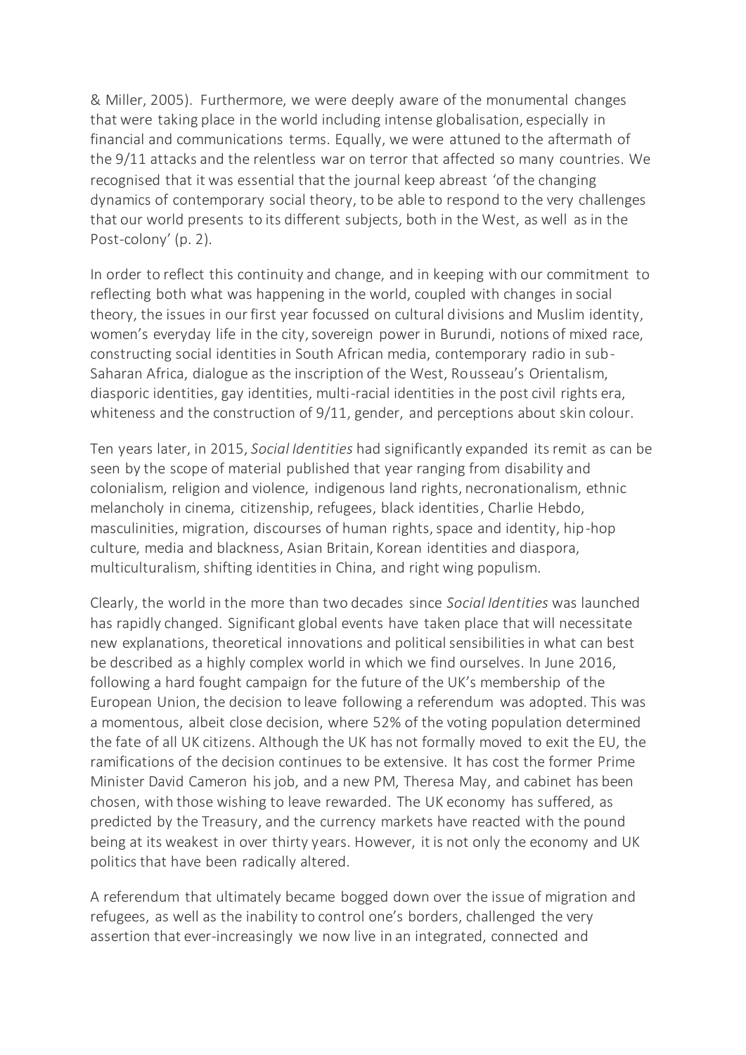& Miller, 2005). Furthermore, we were deeply aware of the monumental changes that were taking place in the world including intense globalisation, especially in financial and communications terms. Equally, we were attuned to the aftermath of the 9/11 attacks and the relentless war on terror that affected so many countries. We recognised that it was essential that the journal keep abreast 'of the changing dynamics of contemporary social theory, to be able to respond to the very challenges that our world presents to its different subjects, both in the West, as well as in the Post-colony' (p. 2).

In order to reflect this continuity and change, and in keeping with our commitment to reflecting both what was happening in the world, coupled with changes in social theory, the issues in our first year focussed on cultural divisions and Muslim identity, women's everyday life in the city, sovereign power in Burundi, notions of mixed race, constructing social identities in South African media, contemporary radio in sub-Saharan Africa, dialogue as the inscription of the West, Rousseau's Orientalism, diasporic identities, gay identities, multi-racial identities in the post civil rights era, whiteness and the construction of 9/11, gender, and perceptions about skin colour.

Ten years later, in 2015, *Social Identities* had significantly expanded its remit as can be seen by the scope of material published that year ranging from disability and colonialism, religion and violence, indigenous land rights, necronationalism, ethnic melancholy in cinema, citizenship, refugees, black identities, Charlie Hebdo, masculinities, migration, discourses of human rights, space and identity, hip-hop culture, media and blackness, Asian Britain, Korean identities and diaspora, multiculturalism, shifting identities in China, and right wing populism.

Clearly, the world in the more than two decades since *Social Identities* was launched has rapidly changed. Significant global events have taken place that will necessitate new explanations, theoretical innovations and political sensibilities in what can best be described as a highly complex world in which we find ourselves. In June 2016, following a hard fought campaign for the future of the UK's membership of the European Union, the decision to leave following a referendum was adopted. This was a momentous, albeit close decision, where 52% of the voting population determined the fate of all UK citizens. Although the UK has not formally moved to exit the EU, the ramifications of the decision continues to be extensive. It has cost the former Prime Minister David Cameron his job, and a new PM, Theresa May, and cabinet has been chosen, with those wishing to leave rewarded. The UK economy has suffered, as predicted by the Treasury, and the currency markets have reacted with the pound being at its weakest in over thirty years. However, it is not only the economy and UK politics that have been radically altered.

A referendum that ultimately became bogged down over the issue of migration and refugees, as well as the inability to control one's borders, challenged the very assertion that ever-increasingly we now live in an integrated, connected and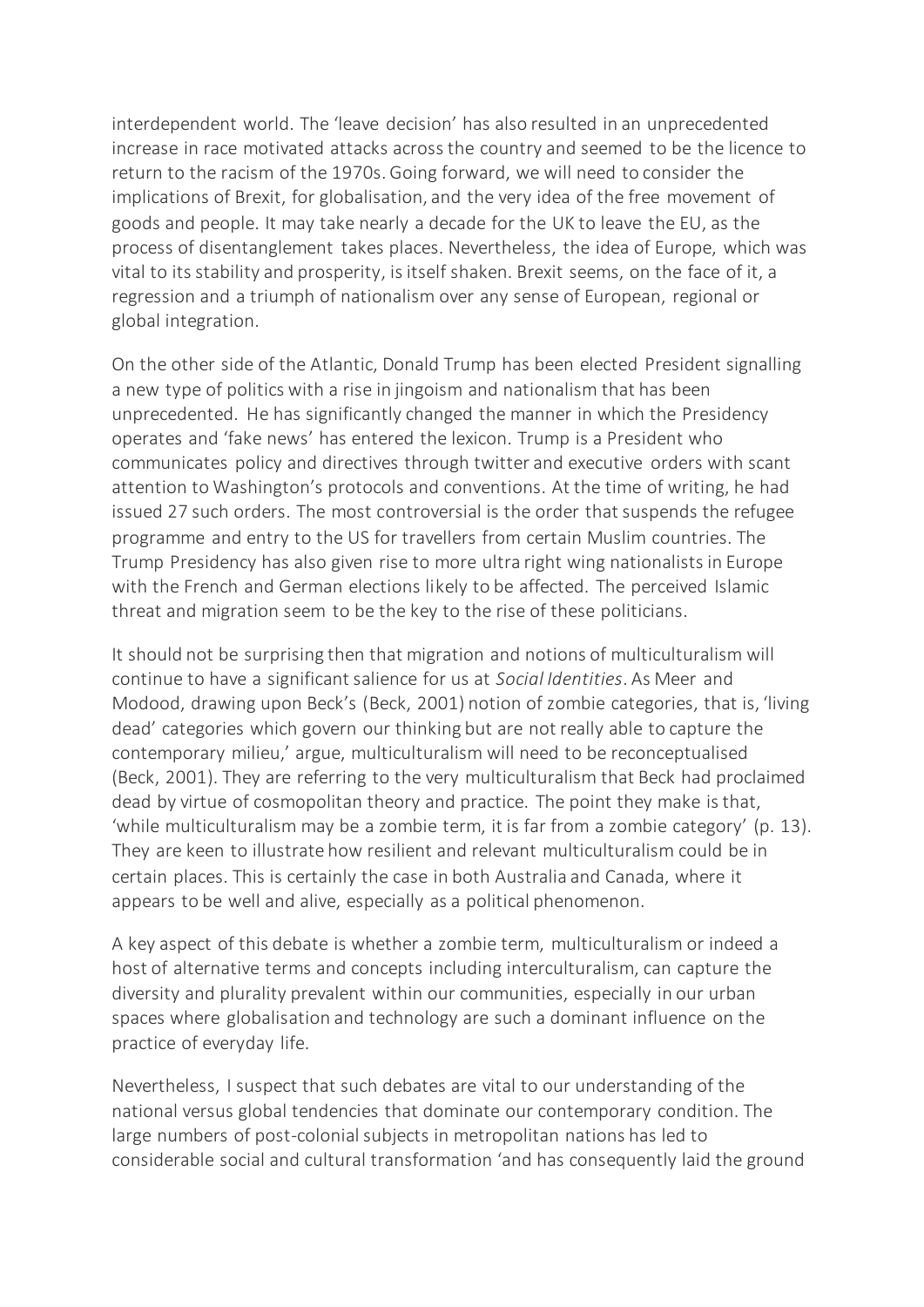interdependent world. The 'leave decision' has also resulted in an unprecedented increase in race motivated attacks across the country and seemed to be the licence to return to the racism of the 1970s. Going forward, we will need to consider the implications of Brexit, for globalisation, and the very idea of the free movement of goods and people. It may take nearly a decade for the UK to leave the EU, as the process of disentanglement takes places. Nevertheless, the idea of Europe, which was vital to its stability and prosperity, is itself shaken. Brexit seems, on the face of it, a regression and a triumph of nationalism over any sense of European, regional or global integration.

On the other side of the Atlantic, Donald Trump has been elected President signalling a new type of politics with a rise in jingoism and nationalism that has been unprecedented. He has significantly changed the manner in which the Presidency operates and 'fake news' has entered the lexicon. Trump is a President who communicates policy and directives through twitter and executive orders with scant attention to Washington's protocols and conventions. At the time of writing, he had issued 27 such orders. The most controversial is the order that suspends the refugee programme and entry to the US for travellers from certain Muslim countries. The Trump Presidency has also given rise to more ultra right wing nationalists in Europe with the French and German elections likely to be affected. The perceived Islamic threat and migration seem to be the key to the rise of these politicians.

It should not be surprising then that migration and notions of multiculturalism will continue to have a significant salience for us at *Social Identities*. As Meer and Modood, drawing upon Beck's (Beck, 2001) notion of zombie categories, that is, 'living dead' categories which govern our thinking but are not really able to capture the contemporary milieu,' argue, multiculturalism will need to be reconceptualised (Beck, 2001). They are referring to the very multiculturalism that Beck had proclaimed dead by virtue of cosmopolitan theory and practice. The point they make is that, 'while multiculturalism may be a zombie term, it is far from a zombie category' (p. 13). They are keen to illustrate how resilient and relevant multiculturalism could be in certain places. This is certainly the case in both Australia and Canada, where it appears to be well and alive, especially as a political phenomenon.

A key aspect of this debate is whether a zombie term, multiculturalism or indeed a host of alternative terms and concepts including interculturalism, can capture the diversity and plurality prevalent within our communities, especially in our urban spaces where globalisation and technology are such a dominant influence on the practice of everyday life.

Nevertheless, I suspect that such debates are vital to our understanding of the national versus global tendencies that dominate our contemporary condition. The large numbers of post-colonial subjects in metropolitan nations has led to considerable social and cultural transformation 'and has consequently laid the ground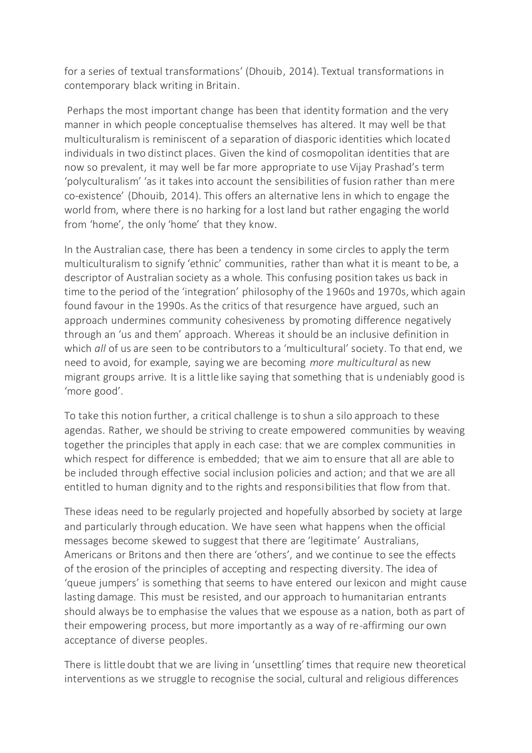for a series of textual transformations' (Dhouib, 2014). Textual transformations in contemporary black writing in Britain.

Perhaps the most important change has been that identity formation and the very manner in which people conceptualise themselves has altered. It may well be that multiculturalism is reminiscent of a separation of diasporic identities which located individuals in two distinct places. Given the kind of cosmopolitan identities that are now so prevalent, it may well be far more appropriate to use Vijay Prashad's term 'polyculturalism' 'as it takes into account the sensibilities of fusion rather than mere co-existence' (Dhouib, 2014). This offers an alternative lens in which to engage the world from, where there is no harking for a lost land but rather engaging the world from 'home', the only 'home' that they know.

In the Australian case, there has been a tendency in some circles to apply the term multiculturalism to signify 'ethnic' communities, rather than what it is meant to be, a descriptor of Australian society as a whole. This confusing position takes us back in time to the period of the 'integration' philosophy of the 1960s and 1970s, which again found favour in the 1990s. As the critics of that resurgence have argued, such an approach undermines community cohesiveness by promoting difference negatively through an 'us and them' approach. Whereas it should be an inclusive definition in which *all* of us are seen to be contributors to a 'multicultural' society. To that end, we need to avoid, for example, saying we are becoming *more multicultural* as new migrant groups arrive. It is a little like saying that something that is undeniably good is 'more good'.

To take this notion further, a critical challenge is to shun a silo approach to these agendas. Rather, we should be striving to create empowered communities by weaving together the principles that apply in each case: that we are complex communities in which respect for difference is embedded; that we aim to ensure that all are able to be included through effective social inclusion policies and action; and that we are all entitled to human dignity and to the rights and responsibilities that flow from that.

These ideas need to be regularly projected and hopefully absorbed by society at large and particularly through education. We have seen what happens when the official messages become skewed to suggest that there are 'legitimate' Australians, Americans or Britons and then there are 'others', and we continue to see the effects of the erosion of the principles of accepting and respecting diversity. The idea of 'queue jumpers' is something that seems to have entered our lexicon and might cause lasting damage. This must be resisted, and our approach to humanitarian entrants should always be to emphasise the values that we espouse as a nation, both as part of their empowering process, but more importantly as a way of re-affirming our own acceptance of diverse peoples.

There is little doubt that we are living in 'unsettling' times that require new theoretical interventions as we struggle to recognise the social, cultural and religious differences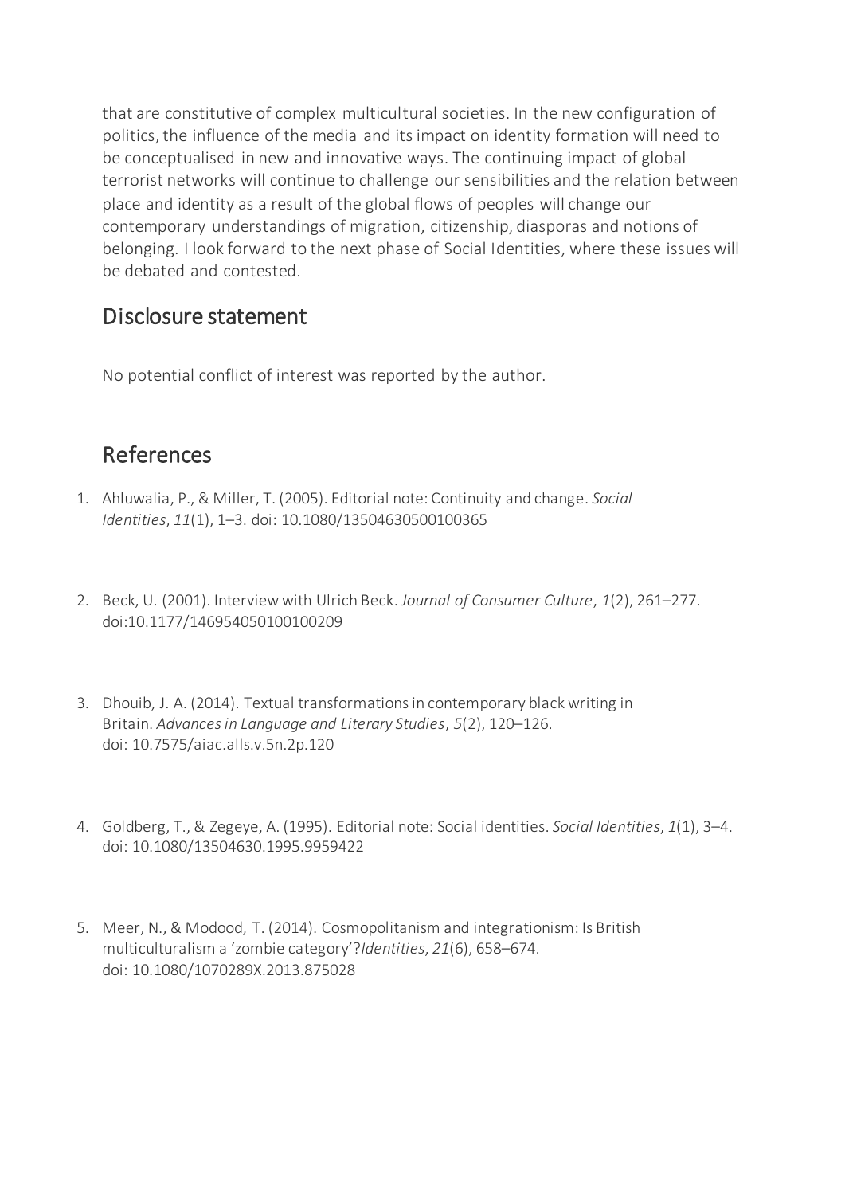that are constitutive of complex multicultural societies. In the new configuration of politics, the influence of the media and its impact on identity formation will need to be conceptualised in new and innovative ways. The continuing impact of global terrorist networks will continue to challenge our sensibilities and the relation between place and identity as a result of the global flows of peoples will change our contemporary understandings of migration, citizenship, diasporas and notions of belonging. I look forward to the next phase of Social Identities, where these issues will be debated and contested.

## Disclosure statement

No potential conflict of interest was reported by the author.

## References

1. Ahluwalia, P., & Miller, T. (2005). Editorial note: Continuity and change. *Social Identities*, *11*(1), 1–3. doi: 10.1080/13504630500100365

2. Beck, U. (2001). Interview with Ulrich Beck. *Journal of Consumer Culture*, *1*(2), 261–277. doi:10.1177/146954050100100209

3. Dhouib, J. A. (2014). Textual transformations in contemporary black writing in Britain. *Advances in Language and Literary Studies*, *5*(2), 120–126. doi: 10.7575/aiac.alls.v.5n.2p.120

4. Goldberg, T., & Zegeye, A. (1995). Editorial note: Social identities. *Social Identities*, *1*(1), 3–4. doi: 10.1080/13504630.1995.9959422

5. Meer, N., & Modood, T. (2014). Cosmopolitanism and integrationism: Is British multiculturalism a 'zombie category'?*Identities*, *21*(6), 658–674. doi: 10.1080/1070289X.2013.875028